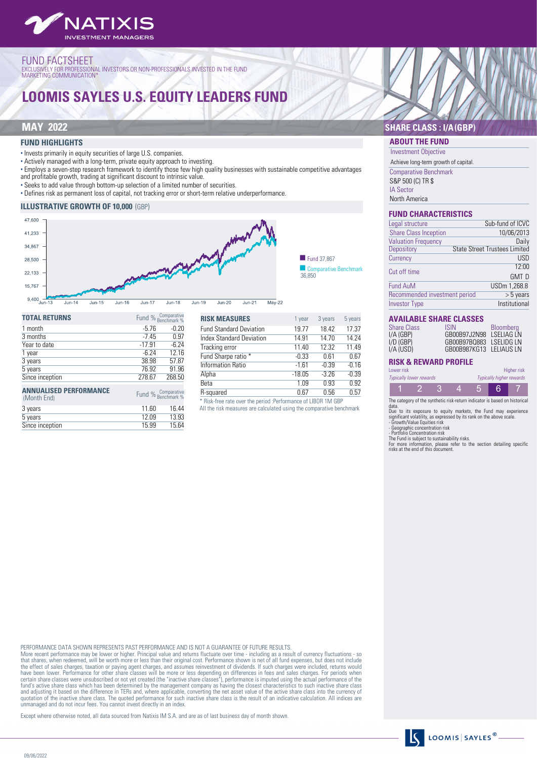NATIXIS INVESTMENT MANAGERS

FUND FACTSHEET
EXCLUSIVELY FOR PROFESSIONAL INVESTORS OR NON-PROFESSIONALS INVESTED IN THE FUND
MARKETING COMMUNICATION*

# LOOMIS SAYLES U.S. EQUITY LEADERS FUND

## MAY 2022

## SHARE CLASS : I/A(GBP)

### FUND HIGHLIGHTS

- Invests primarily in equity securities of large U.S. companies.
- Actively managed with a long-term, private equity approach to investing.
- Employs a seven-step research framework to identify those few high quality businesses with sustainable competitive advantages and profitable growth, trading at significant discount to intrinsic value.
- Seeks to add value through bottom-up selection of a limited number of securities.
- Defines risk as permanent loss of capital, not tracking error or short-term relative underperformance.

### ILLUSTRATIVE GROWTH OF 10,000 (GBP)

Fund 37,867
Comparative Benchmark 36,850

### TOTAL RETURNS

| | Fund % | Comparative Benchmark % |
|---|---|---|
| 1 month | -5.76 | -0.20 |
| 3 months | -7.45 | 0.97 |
| Year to date | -17.91 | -6.24 |
| 1 year | -6.24 | 12.16 |
| 3 years | 38.98 | 57.87 |
| 5 years | 76.92 | 91.96 |
| Since inception | 278.67 | 268.50 |

### ANNUALISED PERFORMANCE (Month End)

| | Fund % | Comparative Benchmark % |
|---|---|---|
| 3 years | 11.60 | 16.44 |
| 5 years | 12.09 | 13.93 |
| Since inception | 15.99 | 15.64 |

### RISK MEASURES

| | 1 year | 3 years | 5 years |
|---|---|---|---|
| Fund Standard Deviation | 19.77 | 18.42 | 17.37 |
| Index Standard Deviation | 14.91 | 14.70 | 14.24 |
| Tracking error | 11.40 | 12.32 | 11.49 |
| Fund Sharpe ratio * | -0.33 | 0.61 | 0.67 |
| Information Ratio | -1.61 | -0.39 | -0.16 |
| Alpha | -18.05 | -3.26 | -0.39 |
| Beta | 1.09 | 0.93 | 0.92 |
| R-squared | 0.67 | 0.56 | 0.57 |

* Risk-free rate over the period :Performance of LIBOR 1M GBP
All the risk measures are calculated using the comparative benchmark

### ABOUT THE FUND

Investment Objective
Achieve long-term growth of capital.

Comparative Benchmark
S&P 500 (C) TR $

IA Sector
North America

### FUND CHARACTERISTICS

| | |
|---|---|
| Legal structure | Sub-fund of ICVC |
| Share Class Inception | 10/06/2013 |
| Valuation Frequency | Daily |
| Depository | State Street Trustees Limited |
| Currency | USD |
| Cut off time | 12:00 GMT D |
| Fund AuM | USDm 1,268.8 |
| Recommended investment period | > 5 years |
| Investor Type | Institutional |

### AVAILABLE SHARE CLASSES

| Share Class | ISIN | Bloomberg |
|---|---|---|
| I/A (GBP) | GB00B97J2N98 | LSELIAG LN |
| I/D (GBP) | GB00B97BQ883 | LSELIDG LN |
| I/A (USD) | GB00B987KG13 | LELIAUS LN |

### RISK & REWARD PROFILE

Lower risk — Higher risk
Typically lower rewards — Typically higher rewards

| 1 | 2 | 3 | 4 | 5 | **6** | 7 |
|---|---|---|---|---|---|---|

The category of the synthetic risk-return indicator is based on historical data.
Due to its exposure to equity markets, the Fund may experience significant volatility, as expressed by its rank on the above scale.
- Growth/Value Equities risk
- Geographic concentration risk
- Portfolio Concentration risk
The Fund is subject to sustainability risks.
For more information, please refer to the section detailing specific risks at the end of this document.

PERFORMANCE DATA SHOWN REPRESENTS PAST PERFORMANCE AND IS NOT A GUARANTEE OF FUTURE RESULTS.
More recent performance may be lower or higher. Principal value and returns fluctuate over time - including as a result of currency fluctuations - so that shares, when redeemed, will be worth more or less than their original cost. Performance shown is net of all fund expenses, but does not include the effect of sales charges, taxation or paying agent charges, and assumes reinvestment of dividends. If such charges were included, returns would have been lower. Performance for other share classes will be more or less depending on differences in fees and sales charges. For periods when certain share classes were unsubscribed or not yet created (the "inactive share classes"), performance is imputed using the actual performance of the fund's active share class which has been determined by the management company as having the closest characteristics to such inactive share class and adjusting it based on the difference in TERs and, where applicable, converting the net asset value of the active share class into the currency of quotation of the inactive share class. The quoted performance for such inactive share class is the result of an indicative calculation. All indices are unmanaged and do not incur fees. You cannot invest directly in an index.

Except where otherwise noted, all data sourced from Natixis IM S.A. and are as of last business day of month shown.

LOOMIS | SAYLES®

09/06/2022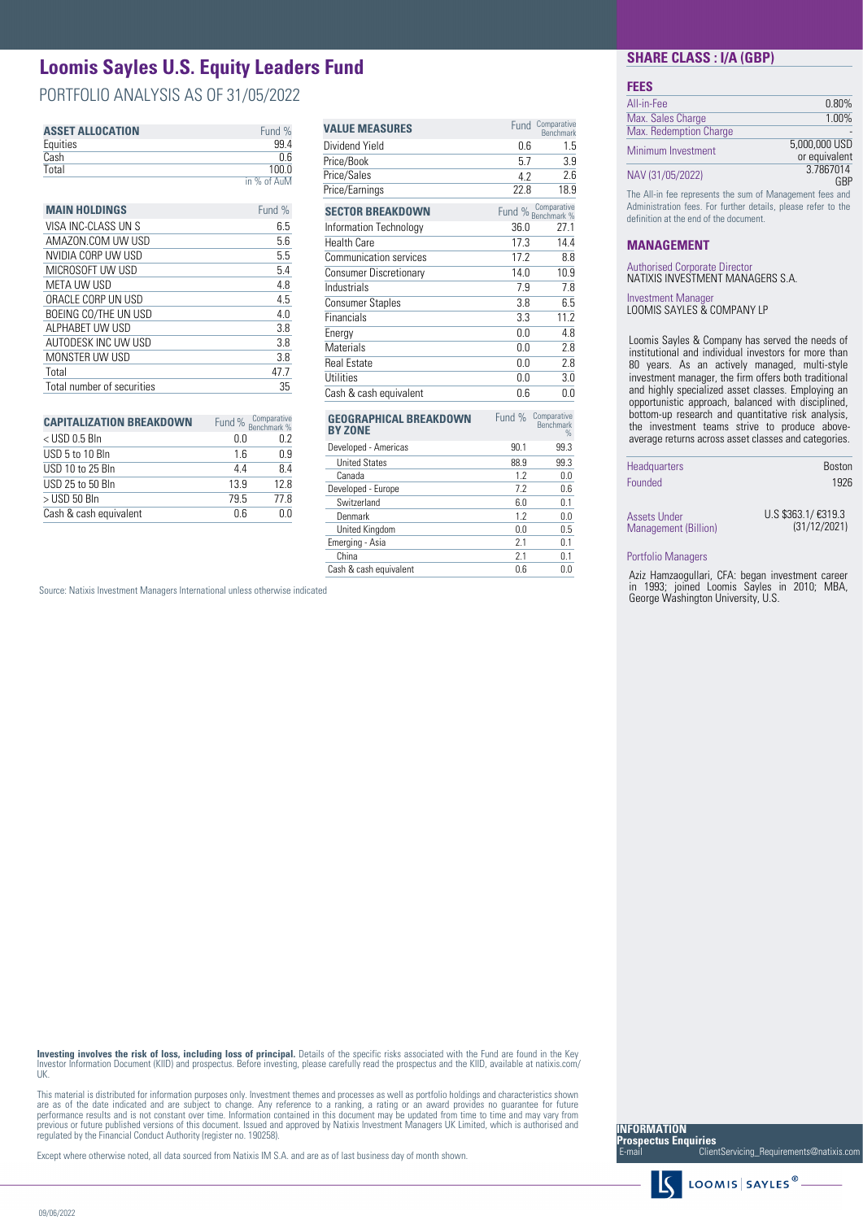# Loomis Sayles U.S. Equity Leaders Fund

## PORTFOLIO ANALYSIS AS OF 31/05/2022

| ASSET ALLOCATION | Fund % |
|---|---|
| Equities | 99.4 |
| Cash | 0.6 |
| Total | 100.0 |
| | in % of AuM |

| MAIN HOLDINGS | Fund % |
|---|---|
| VISA INC-CLASS UN S | 6.5 |
| AMAZON.COM UW USD | 5.6 |
| NVIDIA CORP UW USD | 5.5 |
| MICROSOFT UW USD | 5.4 |
| META UW USD | 4.8 |
| ORACLE CORP UN USD | 4.5 |
| BOEING CO/THE UN USD | 4.0 |
| ALPHABET UW USD | 3.8 |
| AUTODESK INC UW USD | 3.8 |
| MONSTER UW USD | 3.8 |
| Total | 47.7 |
| Total number of securities | 35 |

| CAPITALIZATION BREAKDOWN | Fund % | Comparative Benchmark % |
|---|---|---|
| < USD 0.5 Bln | 0.0 | 0.2 |
| USD 5 to 10 Bln | 1.6 | 0.9 |
| USD 10 to 25 Bln | 4.4 | 8.4 |
| USD 25 to 50 Bln | 13.9 | 12.8 |
| > USD 50 Bln | 79.5 | 77.8 |
| Cash & cash equivalent | 0.6 | 0.0 |

| VALUE MEASURES | Fund | Comparative Benchmark |
|---|---|---|
| Dividend Yield | 0.6 | 1.5 |
| Price/Book | 5.7 | 3.9 |
| Price/Sales | 4.2 | 2.6 |
| Price/Earnings | 22.8 | 18.9 |

| SECTOR BREAKDOWN | Fund % | Comparative Benchmark % |
|---|---|---|
| Information Technology | 36.0 | 27.1 |
| Health Care | 17.3 | 14.4 |
| Communication services | 17.2 | 8.8 |
| Consumer Discretionary | 14.0 | 10.9 |
| Industrials | 7.9 | 7.8 |
| Consumer Staples | 3.8 | 6.5 |
| Financials | 3.3 | 11.2 |
| Energy | 0.0 | 4.8 |
| Materials | 0.0 | 2.8 |
| Real Estate | 0.0 | 2.8 |
| Utilities | 0.0 | 3.0 |
| Cash & cash equivalent | 0.6 | 0.0 |

| GEOGRAPHICAL BREAKDOWN BY ZONE | Fund % | Comparative Benchmark % |
|---|---|---|
| Developed - Americas | 90.1 | 99.3 |
| United States | 88.9 | 99.3 |
| Canada | 1.2 | 0.0 |
| Developed - Europe | 7.2 | 0.6 |
| Switzerland | 6.0 | 0.1 |
| Denmark | 1.2 | 0.0 |
| United Kingdom | 0.0 | 0.5 |
| Emerging - Asia | 2.1 | 0.1 |
| China | 2.1 | 0.1 |
| Cash & cash equivalent | 0.6 | 0.0 |

Source: Natixis Investment Managers International unless otherwise indicated

## SHARE CLASS : I/A (GBP)

### FEES

| | |
|---|---|
| All-in-Fee | 0.80% |
| Max. Sales Charge | 1.00% |
| Max. Redemption Charge | - |
| Minimum Investment | 5,000,000 USD or equivalent |
| NAV (31/05/2022) | 3.7867014 GBP |

The All-in fee represents the sum of Management fees and Administration fees. For further details, please refer to the definition at the end of the document.

### MANAGEMENT

Authorised Corporate Director
NATIXIS INVESTMENT MANAGERS S.A.

Investment Manager
LOOMIS SAYLES & COMPANY LP

Loomis Sayles & Company has served the needs of institutional and individual investors for more than 80 years. As an actively managed, multi-style investment manager, the firm offers both traditional and highly specialized asset classes. Employing an opportunistic approach, balanced with disciplined, bottom-up research and quantitative risk analysis, the investment teams strive to produce above-average returns across asset classes and categories.

| | |
|---|---|
| Headquarters | Boston |
| Founded | 1926 |
| Assets Under Management (Billion) | U.S $363.1/ €319.3 (31/12/2021) |

Portfolio Managers

Aziz Hamzaogullari, CFA: began investment career in 1993; joined Loomis Sayles in 2010; MBA, George Washington University, U.S.

**Investing involves the risk of loss, including loss of principal.** Details of the specific risks associated with the Fund are found in the Key Investor Information Document (KIID) and prospectus. Before investing, please carefully read the prospectus and the KIID, available at natixis.com/UK.

This material is distributed for information purposes only. Investment themes and processes as well as portfolio holdings and characteristics shown are as of the date indicated and are subject to change. Any reference to a ranking, a rating or an award provides no guarantee for future performance results and is not constant over time. Information contained in this document may be updated from time to time and may vary from previous or future published versions of this document. Issued and approved by Natixis Investment Managers UK Limited, which is authorised and regulated by the Financial Conduct Authority (register no. 190258).

Except where otherwise noted, all data sourced from Natixis IM S.A. and are as of last business day of month shown.

### INFORMATION

**Prospectus Enquiries**
E-mail ClientServicing_Requirements@natixis.com

LOOMIS | SAYLES®

09/06/2022